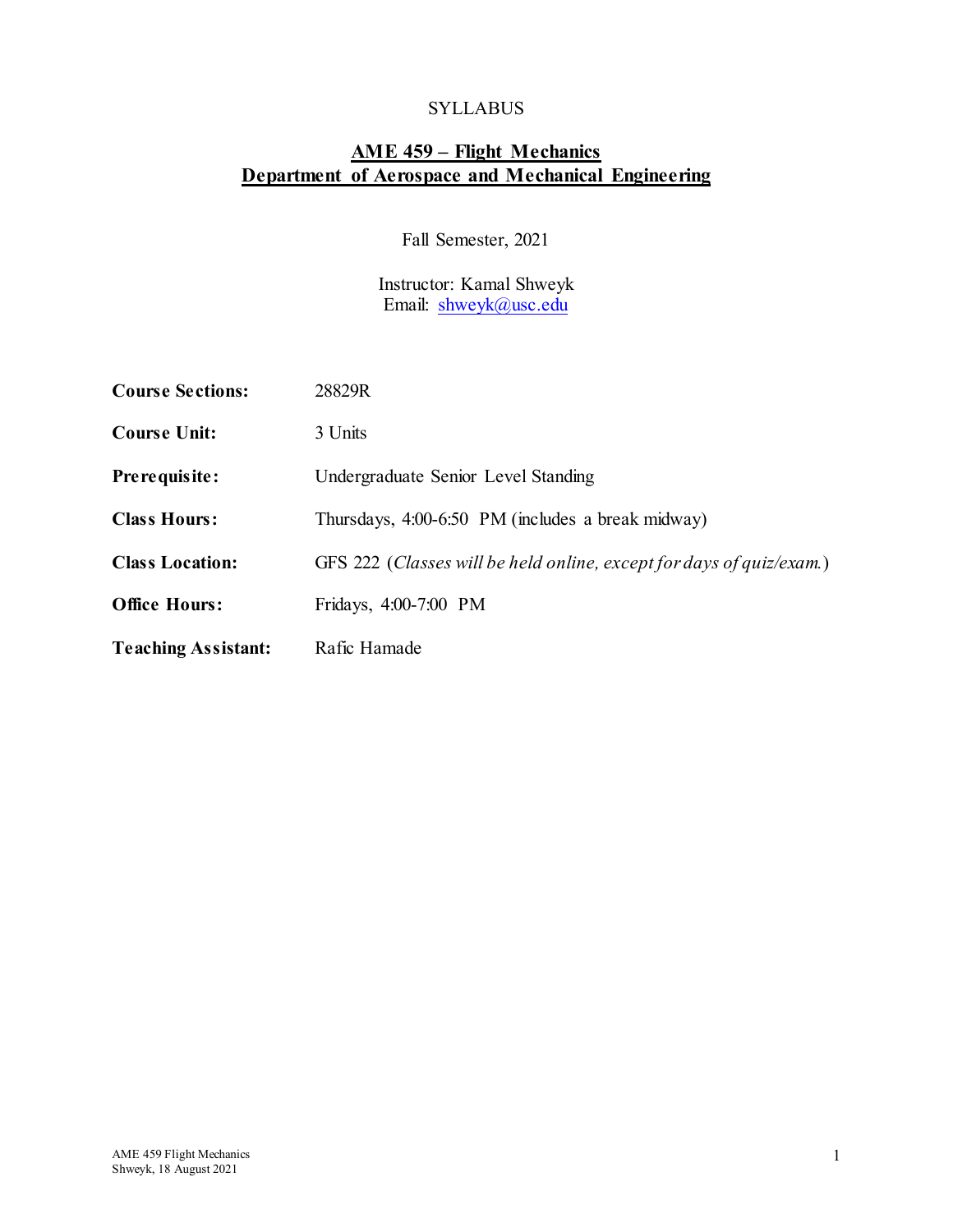SYLLABUS

# AME 459 – Flight Mechanics
## Department of Aerospace and Mechanical Engineering

Fall Semester, 2021

Instructor: Kamal Shweyk
Email: shweyk@usc.edu

| | |
|---|---|
| **Course Sections:** | 28829R |
| **Course Unit:** | 3 Units |
| **Prerequisite:** | Undergraduate Senior Level Standing |
| **Class Hours:** | Thursdays, 4:00-6:50 PM (includes a break midway) |
| **Class Location:** | GFS 222 (*Classes will be held online, except for days of quiz/exam.*) |
| **Office Hours:** | Fridays, 4:00-7:00 PM |
| **Teaching Assistant:** | Rafic Hamade |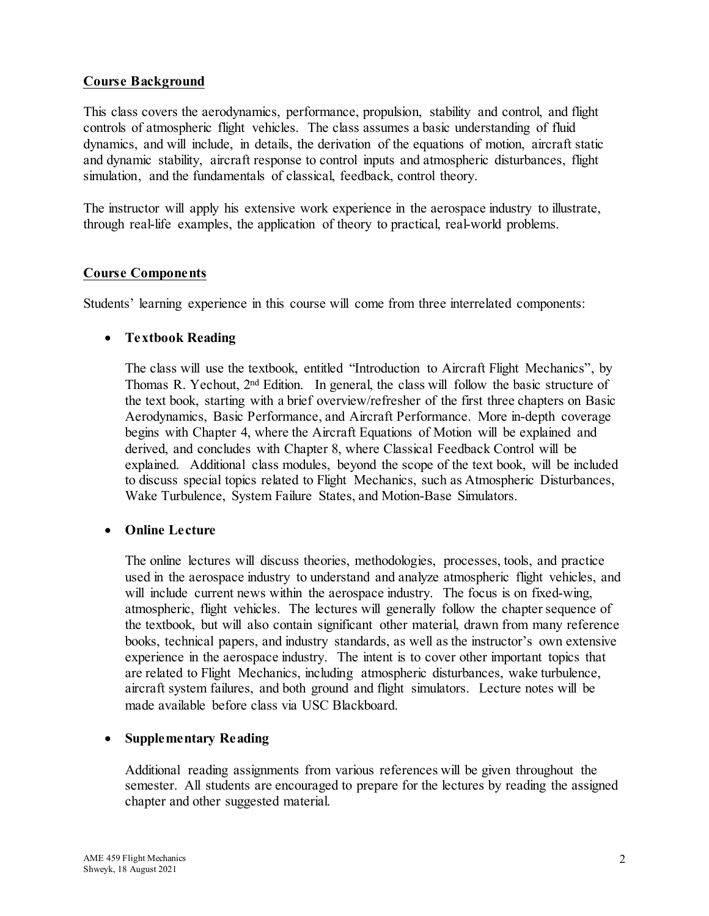## Course Background

This class covers the aerodynamics, performance, propulsion, stability and control, and flight controls of atmospheric flight vehicles. The class assumes a basic understanding of fluid dynamics, and will include, in details, the derivation of the equations of motion, aircraft static and dynamic stability, aircraft response to control inputs and atmospheric disturbances, flight simulation, and the fundamentals of classical, feedback, control theory.

The instructor will apply his extensive work experience in the aerospace industry to illustrate, through real-life examples, the application of theory to practical, real-world problems.

## Course Components

Students' learning experience in this course will come from three interrelated components:

- **Textbook Reading**

  The class will use the textbook, entitled "Introduction to Aircraft Flight Mechanics", by Thomas R. Yechout, 2nd Edition. In general, the class will follow the basic structure of the text book, starting with a brief overview/refresher of the first three chapters on Basic Aerodynamics, Basic Performance, and Aircraft Performance. More in-depth coverage begins with Chapter 4, where the Aircraft Equations of Motion will be explained and derived, and concludes with Chapter 8, where Classical Feedback Control will be explained. Additional class modules, beyond the scope of the text book, will be included to discuss special topics related to Flight Mechanics, such as Atmospheric Disturbances, Wake Turbulence, System Failure States, and Motion-Base Simulators.

- **Online Lecture**

  The online lectures will discuss theories, methodologies, processes, tools, and practice used in the aerospace industry to understand and analyze atmospheric flight vehicles, and will include current news within the aerospace industry. The focus is on fixed-wing, atmospheric, flight vehicles. The lectures will generally follow the chapter sequence of the textbook, but will also contain significant other material, drawn from many reference books, technical papers, and industry standards, as well as the instructor's own extensive experience in the aerospace industry. The intent is to cover other important topics that are related to Flight Mechanics, including atmospheric disturbances, wake turbulence, aircraft system failures, and both ground and flight simulators. Lecture notes will be made available before class via USC Blackboard.

- **Supplementary Reading**

  Additional reading assignments from various references will be given throughout the semester. All students are encouraged to prepare for the lectures by reading the assigned chapter and other suggested material.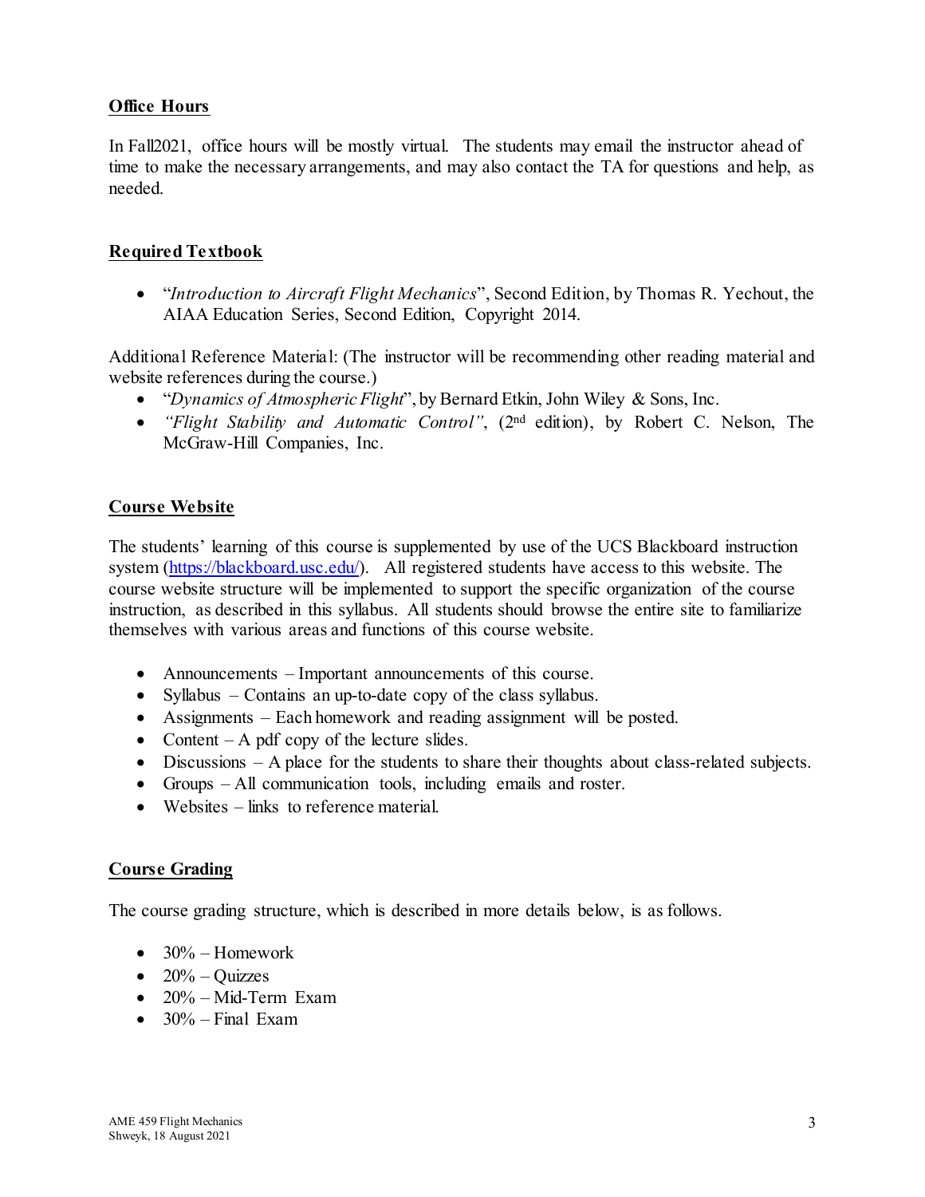## Office Hours

In Fall2021, office hours will be mostly virtual. The students may email the instructor ahead of time to make the necessary arrangements, and may also contact the TA for questions and help, as needed.

## Required Textbook

- "*Introduction to Aircraft Flight Mechanics*", Second Edition, by Thomas R. Yechout, the AIAA Education Series, Second Edition, Copyright 2014.

Additional Reference Material: (The instructor will be recommending other reading material and website references during the course.)

- "*Dynamics of Atmospheric Flight*", by Bernard Etkin, John Wiley & Sons, Inc.
- *"Flight Stability and Automatic Control"*, (2nd edition), by Robert C. Nelson, The McGraw-Hill Companies, Inc.

## Course Website

The students' learning of this course is supplemented by use of the UCS Blackboard instruction system (https://blackboard.usc.edu/). All registered students have access to this website. The course website structure will be implemented to support the specific organization of the course instruction, as described in this syllabus. All students should browse the entire site to familiarize themselves with various areas and functions of this course website.

- Announcements – Important announcements of this course.
- Syllabus – Contains an up-to-date copy of the class syllabus.
- Assignments – Each homework and reading assignment will be posted.
- Content – A pdf copy of the lecture slides.
- Discussions – A place for the students to share their thoughts about class-related subjects.
- Groups – All communication tools, including emails and roster.
- Websites – links to reference material.

## Course Grading

The course grading structure, which is described in more details below, is as follows.

- 30% – Homework
- 20% – Quizzes
- 20% – Mid-Term Exam
- 30% – Final Exam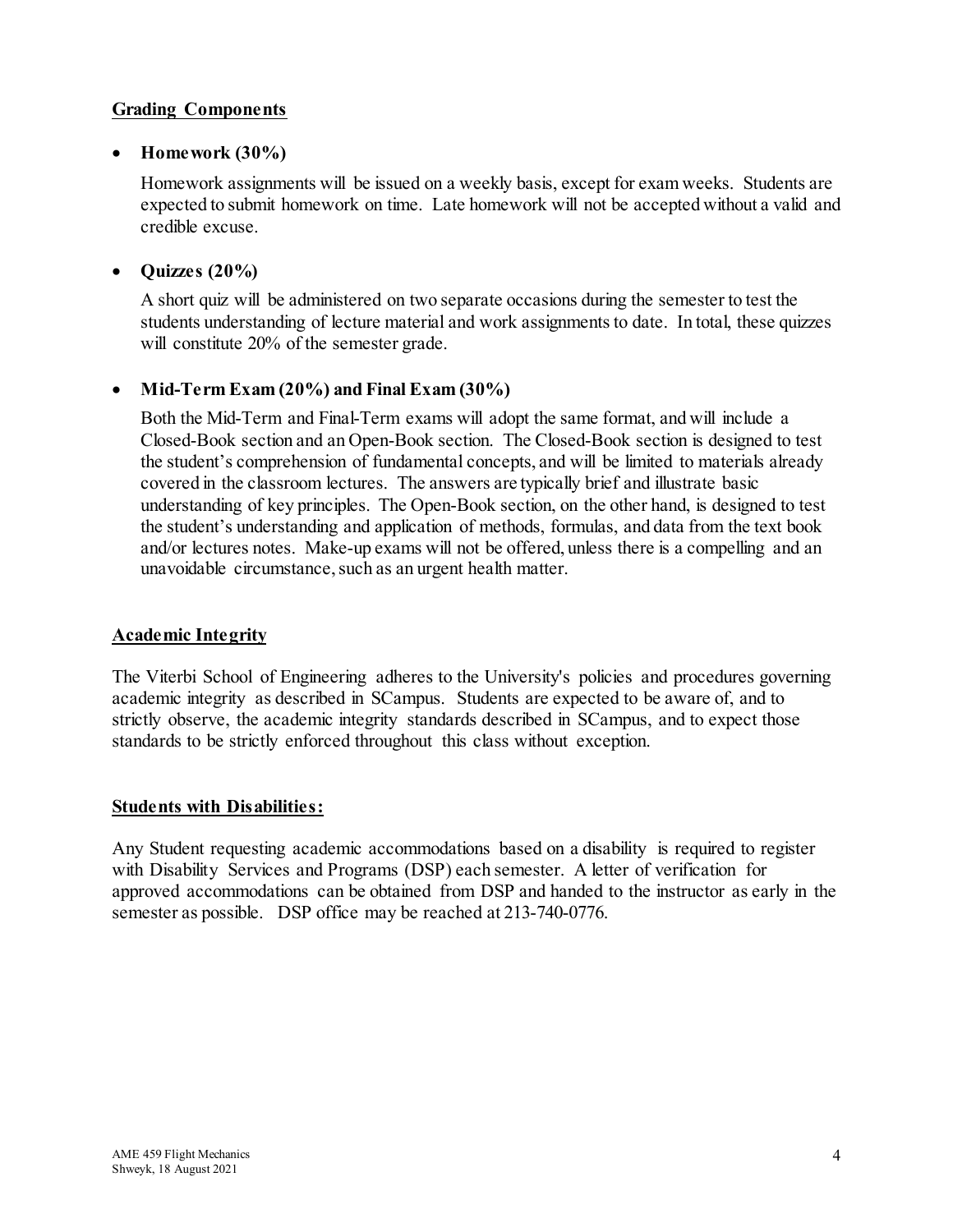## Grading Components

- **Homework (30%)**

  Homework assignments will be issued on a weekly basis, except for exam weeks. Students are expected to submit homework on time. Late homework will not be accepted without a valid and credible excuse.

- **Quizzes (20%)**

  A short quiz will be administered on two separate occasions during the semester to test the students understanding of lecture material and work assignments to date. In total, these quizzes will constitute 20% of the semester grade.

- **Mid-Term Exam (20%) and Final Exam (30%)**

  Both the Mid-Term and Final-Term exams will adopt the same format, and will include a Closed-Book section and an Open-Book section. The Closed-Book section is designed to test the student's comprehension of fundamental concepts, and will be limited to materials already covered in the classroom lectures. The answers are typically brief and illustrate basic understanding of key principles. The Open-Book section, on the other hand, is designed to test the student's understanding and application of methods, formulas, and data from the text book and/or lectures notes. Make-up exams will not be offered, unless there is a compelling and an unavoidable circumstance, such as an urgent health matter.

## Academic Integrity

The Viterbi School of Engineering adheres to the University's policies and procedures governing academic integrity as described in SCampus. Students are expected to be aware of, and to strictly observe, the academic integrity standards described in SCampus, and to expect those standards to be strictly enforced throughout this class without exception.

## Students with Disabilities:

Any Student requesting academic accommodations based on a disability is required to register with Disability Services and Programs (DSP) each semester. A letter of verification for approved accommodations can be obtained from DSP and handed to the instructor as early in the semester as possible. DSP office may be reached at 213-740-0776.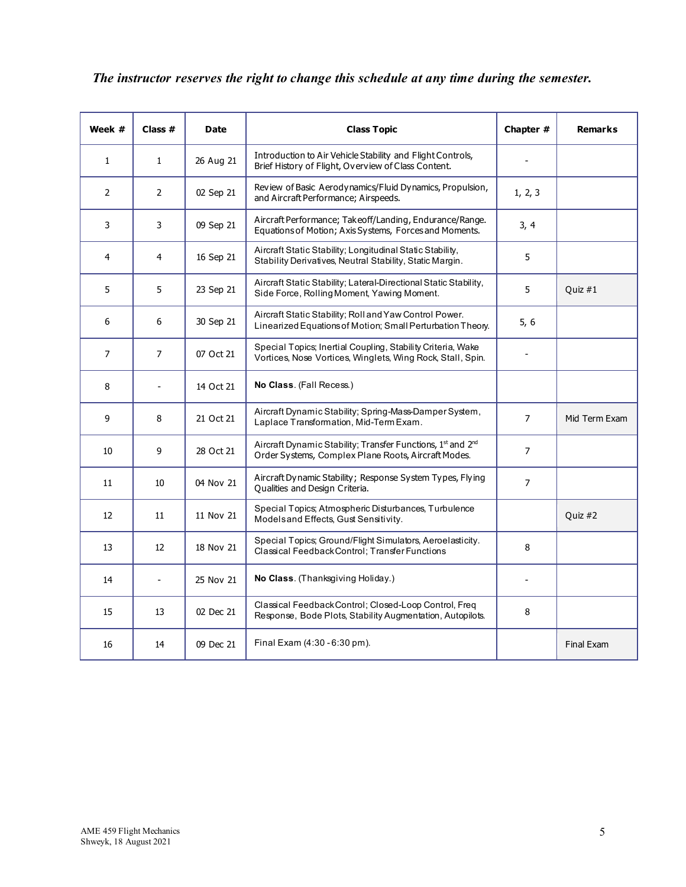***The instructor reserves the right to change this schedule at any time during the semester.***

| Week # | Class # | Date | Class Topic | Chapter # | Remarks |
|---|---|---|---|---|---|
| 1 | 1 | 26 Aug 21 | Introduction to Air Vehicle Stability and Flight Controls, Brief History of Flight, Overview of Class Content. | - | |
| 2 | 2 | 02 Sep 21 | Review of Basic Aerodynamics/Fluid Dynamics, Propulsion, and Aircraft Performance; Airspeeds. | 1, 2, 3 | |
| 3 | 3 | 09 Sep 21 | Aircraft Performance; Takeoff/Landing, Endurance/Range. Equations of Motion; Axis Systems, Forces and Moments. | 3, 4 | |
| 4 | 4 | 16 Sep 21 | Aircraft Static Stability; Longitudinal Static Stability, Stability Derivatives, Neutral Stability, Static Margin. | 5 | |
| 5 | 5 | 23 Sep 21 | Aircraft Static Stability; Lateral-Directional Static Stability, Side Force, Rolling Moment, Yawing Moment. | 5 | Quiz #1 |
| 6 | 6 | 30 Sep 21 | Aircraft Static Stability; Roll and Yaw Control Power. Linearized Equations of Motion; Small Perturbation Theory. | 5, 6 | |
| 7 | 7 | 07 Oct 21 | Special Topics; Inertial Coupling, Stability Criteria, Wake Vortices, Nose Vortices, Winglets, Wing Rock, Stall, Spin. | - | |
| 8 | - | 14 Oct 21 | **No Class**. (Fall Recess.) | | |
| 9 | 8 | 21 Oct 21 | Aircraft Dynamic Stability; Spring-Mass-Damper System, Laplace Transformation, Mid-Term Exam. | 7 | Mid Term Exam |
| 10 | 9 | 28 Oct 21 | Aircraft Dynamic Stability; Transfer Functions, 1st and 2nd Order Systems, Complex Plane Roots, Aircraft Modes. | 7 | |
| 11 | 10 | 04 Nov 21 | Aircraft Dynamic Stability; Response System Types, Flying Qualities and Design Criteria. | 7 | |
| 12 | 11 | 11 Nov 21 | Special Topics; Atmospheric Disturbances, Turbulence Models and Effects, Gust Sensitivity. | | Quiz #2 |
| 13 | 12 | 18 Nov 21 | Special Topics; Ground/Flight Simulators, Aeroelasticity. Classical Feedback Control; Transfer Functions | 8 | |
| 14 | - | 25 Nov 21 | **No Class**. (Thanksgiving Holiday.) | - | |
| 15 | 13 | 02 Dec 21 | Classical Feedback Control; Closed-Loop Control, Freq Response, Bode Plots, Stability Augmentation, Autopilots. | 8 | |
| 16 | 14 | 09 Dec 21 | Final Exam (4:30 - 6:30 pm). | | Final Exam |